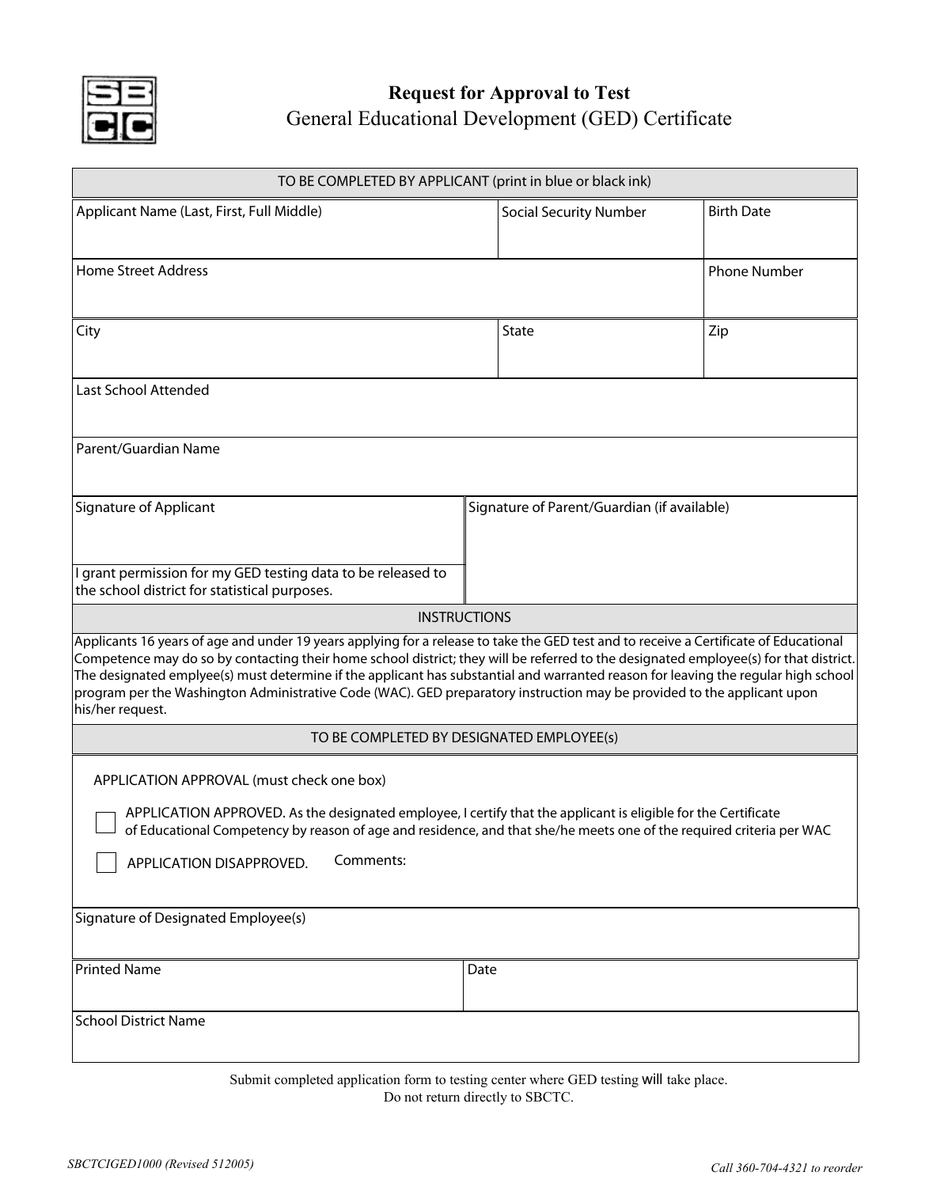# Request for Approval to Test
## General Educational Development (GED) Certificate

| TO BE COMPLETED BY APPLICANT (print in blue or black ink) | | |
|---|---|---|
| Applicant Name (Last, First, Full Middle) | Social Security Number | Birth Date |
| Home Street Address | | Phone Number |
| City | State | Zip |
| Last School Attended | | |
| Parent/Guardian Name | | |

| Signature of Applicant | Signature of Parent/Guardian (if available) |
|---|---|
| I grant permission for my GED testing data to be released to the school district for statistical purposes. | |

**INSTRUCTIONS**

Applicants 16 years of age and under 19 years applying for a release to take the GED test and to receive a Certificate of Educational Competence may do so by contacting their home school district; they will be referred to the designated employee(s) for that district. The designated emplyee(s) must determine if the applicant has substantial and warranted reason for leaving the regular high school program per the Washington Administrative Code (WAC). GED preparatory instruction may be provided to the applicant upon his/her request.

**TO BE COMPLETED BY DESIGNATED EMPLOYEE(s)**

APPLICATION APPROVAL (must check one box)

☐ APPLICATION APPROVED. As the designated employee, I certify that the applicant is eligible for the Certificate of Educational Competency by reason of age and residence, and that she/he meets one of the required criteria per WAC

☐ APPLICATION DISAPPROVED. Comments:

| Signature of Designated Employee(s) | |
|---|---|
| Printed Name | Date |
| School District Name | |

Submit completed application form to testing center where GED testing will take place.
Do not return directly to SBCTC.

*SBCTCIGED1000 (Revised 512005)*

*Call 360-704-4321 to reorder*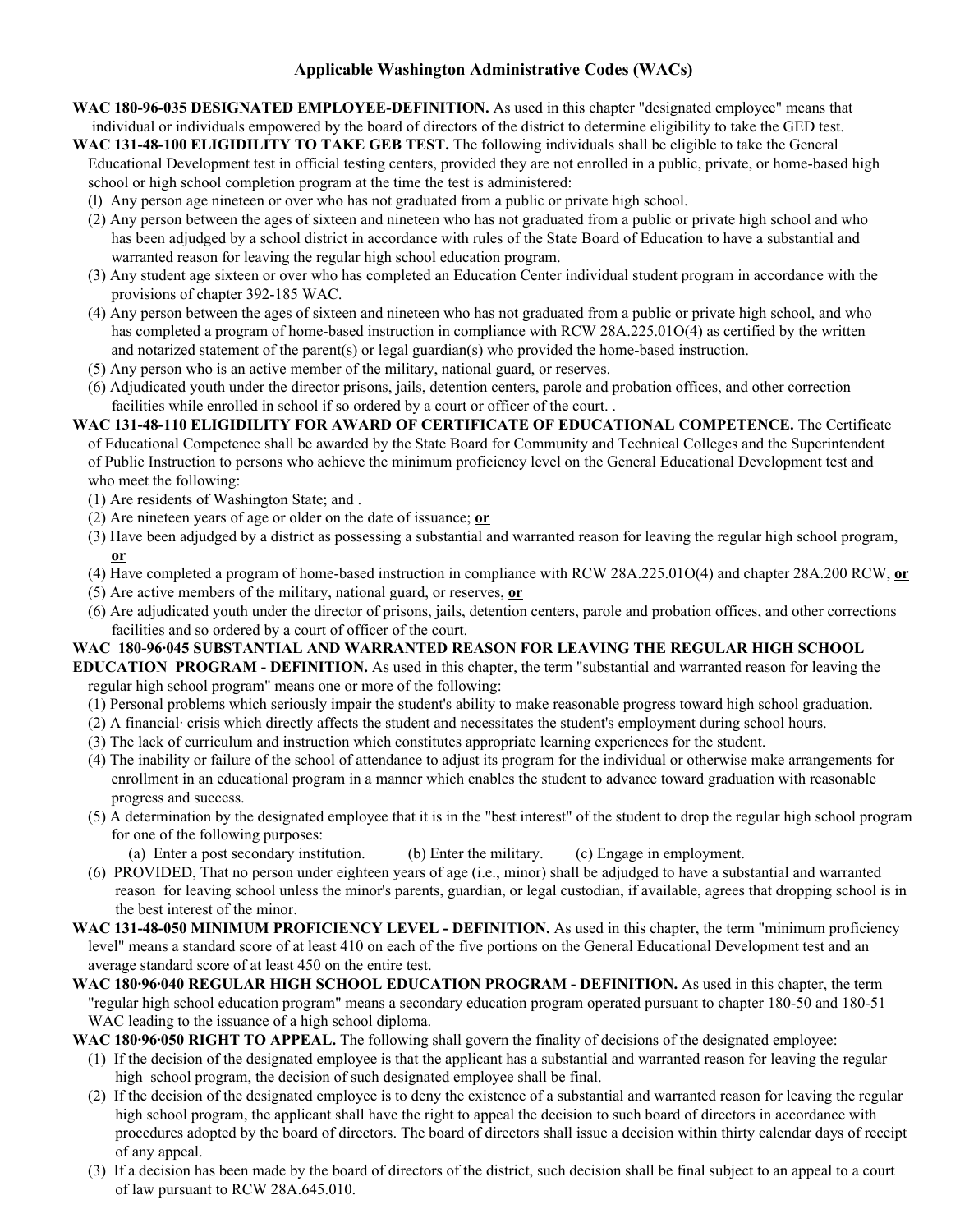# Applicable Washington Administrative Codes (WACs)

**WAC 180-96-035 DESIGNATED EMPLOYEE-DEFINITION.** As used in this chapter "designated employee" means that individual or individuals empowered by the board of directors of the district to determine eligibility to take the GED test.

**WAC 131-48-100 ELIGIDILITY TO TAKE GEB TEST.** The following individuals shall be eligible to take the General Educational Development test in official testing centers, provided they are not enrolled in a public, private, or home-based high school or high school completion program at the time the test is administered:

(l) Any person age nineteen or over who has not graduated from a public or private high school.

(2) Any person between the ages of sixteen and nineteen who has not graduated from a public or private high school and who has been adjudged by a school district in accordance with rules of the State Board of Education to have a substantial and warranted reason for leaving the regular high school education program.

(3) Any student age sixteen or over who has completed an Education Center individual student program in accordance with the provisions of chapter 392-185 WAC.

(4) Any person between the ages of sixteen and nineteen who has not graduated from a public or private high school, and who has completed a program of home-based instruction in compliance with RCW 28A.225.01O(4) as certified by the written and notarized statement of the parent(s) or legal guardian(s) who provided the home-based instruction.

(5) Any person who is an active member of the military, national guard, or reserves.

(6) Adjudicated youth under the director prisons, jails, detention centers, parole and probation offices, and other correction facilities while enrolled in school if so ordered by a court or officer of the court. .

**WAC 131-48-110 ELIGIDILITY FOR AWARD OF CERTIFICATE OF EDUCATIONAL COMPETENCE.** The Certificate of Educational Competence shall be awarded by the State Board for Community and Technical Colleges and the Superintendent of Public Instruction to persons who achieve the minimum proficiency level on the General Educational Development test and who meet the following:

(1) Are residents of Washington State; and .

(2) Are nineteen years of age or older on the date of issuance; **or**

(3) Have been adjudged by a district as possessing a substantial and warranted reason for leaving the regular high school program, **or**

(4) Have completed a program of home-based instruction in compliance with RCW 28A.225.01O(4) and chapter 28A.200 RCW, **or**

(5) Are active members of the military, national guard, or reserves, **or**

(6) Are adjudicated youth under the director of prisons, jails, detention centers, parole and probation offices, and other corrections facilities and so ordered by a court of officer of the court.

**WAC 180-96·045 SUBSTANTIAL AND WARRANTED REASON FOR LEAVING THE REGULAR HIGH SCHOOL EDUCATION PROGRAM - DEFINITION.** As used in this chapter, the term "substantial and warranted reason for leaving the regular high school program" means one or more of the following:

(1) Personal problems which seriously impair the student's ability to make reasonable progress toward high school graduation.

(2) A financial· crisis which directly affects the student and necessitates the student's employment during school hours.

(3) The lack of curriculum and instruction which constitutes appropriate learning experiences for the student.

(4) The inability or failure of the school of attendance to adjust its program for the individual or otherwise make arrangements for enrollment in an educational program in a manner which enables the student to advance toward graduation with reasonable progress and success.

(5) A determination by the designated employee that it is in the "best interest" of the student to drop the regular high school program for one of the following purposes:

(a) Enter a post secondary institution. (b) Enter the military. (c) Engage in employment.

(6) PROVIDED, That no person under eighteen years of age (i.e., minor) shall be adjudged to have a substantial and warranted reason for leaving school unless the minor's parents, guardian, or legal custodian, if available, agrees that dropping school is in the best interest of the minor.

**WAC 131-48-050 MINIMUM PROFICIENCY LEVEL - DEFINITION.** As used in this chapter, the term "minimum proficiency level" means a standard score of at least 410 on each of the five portions on the General Educational Development test and an average standard score of at least 450 on the entire test.

**WAC 180·96·040 REGULAR HIGH SCHOOL EDUCATION PROGRAM - DEFINITION.** As used in this chapter, the term "regular high school education program" means a secondary education program operated pursuant to chapter 180-50 and 180-51 WAC leading to the issuance of a high school diploma.

**WAC 180·96·050 RIGHT TO APPEAL.** The following shall govern the finality of decisions of the designated employee:

(1) If the decision of the designated employee is that the applicant has a substantial and warranted reason for leaving the regular high school program, the decision of such designated employee shall be final.

(2) If the decision of the designated employee is to deny the existence of a substantial and warranted reason for leaving the regular high school program, the applicant shall have the right to appeal the decision to such board of directors in accordance with procedures adopted by the board of directors. The board of directors shall issue a decision within thirty calendar days of receipt of any appeal.

(3) If a decision has been made by the board of directors of the district, such decision shall be final subject to an appeal to a court of law pursuant to RCW 28A.645.010.